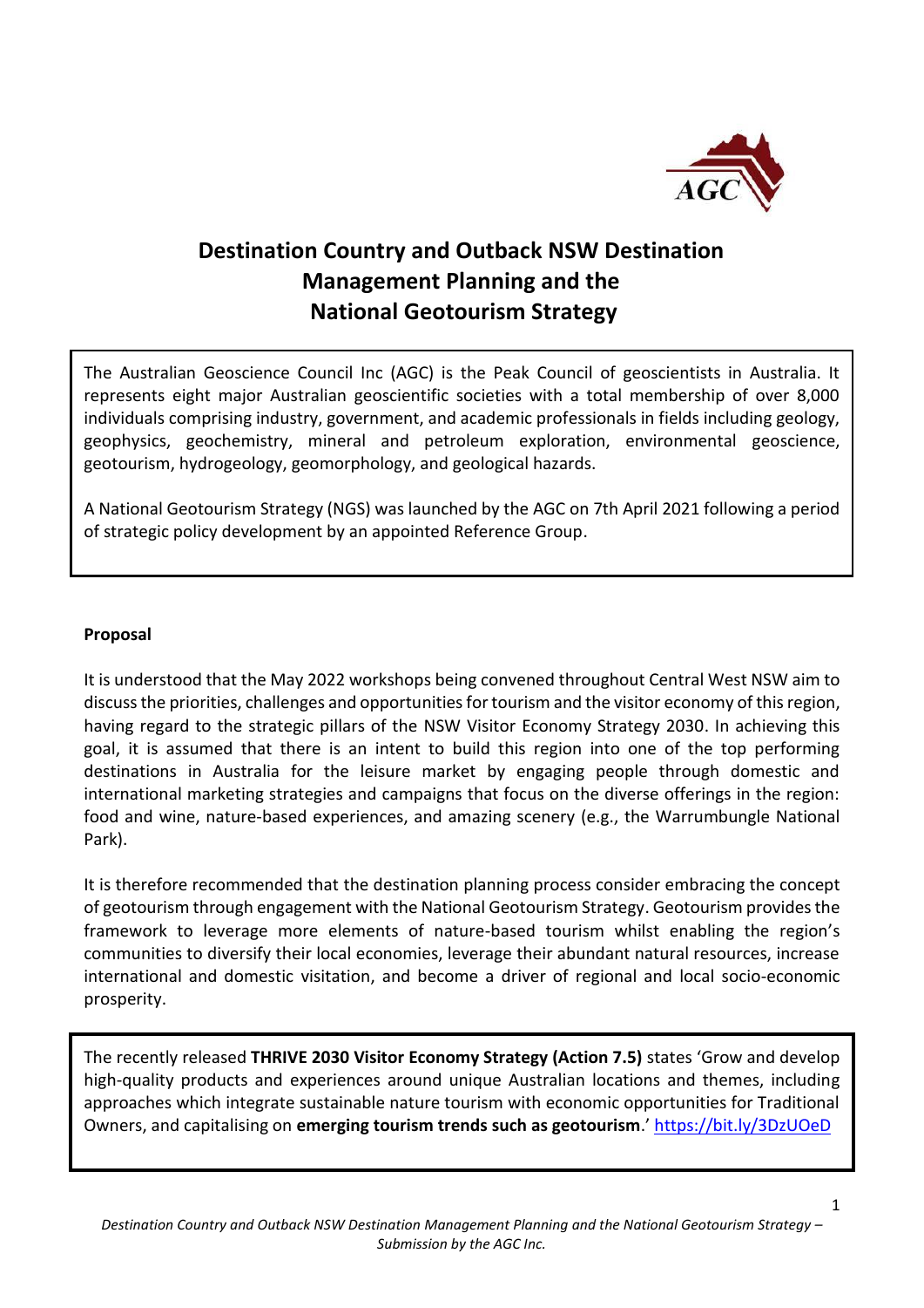# Destination Country and Outback NSW Destination Management Planning and the National Geotourism Strategy

The Australian Geoscience Council Inc (AGC) is the Peak Council of geoscientists in Australia. It represents eight major Australian geoscientific societies with a total membership of over 8,000 individuals comprising industry, government, and academic professionals in fields including geology, geophysics, geochemistry, mineral and petroleum exploration, environmental geoscience, geotourism, hydrogeology, geomorphology, and geological hazards.

A National Geotourism Strategy (NGS) was launched by the AGC on 7th April 2021 following a period of strategic policy development by an appointed Reference Group.

**Proposal**

It is understood that the May 2022 workshops being convened throughout Central West NSW aim to discuss the priorities, challenges and opportunities for tourism and the visitor economy of this region, having regard to the strategic pillars of the NSW Visitor Economy Strategy 2030. In achieving this goal, it is assumed that there is an intent to build this region into one of the top performing destinations in Australia for the leisure market by engaging people through domestic and international marketing strategies and campaigns that focus on the diverse offerings in the region: food and wine, nature-based experiences, and amazing scenery (e.g., the Warrumbungle National Park).

It is therefore recommended that the destination planning process consider embracing the concept of geotourism through engagement with the National Geotourism Strategy. Geotourism provides the framework to leverage more elements of nature-based tourism whilst enabling the region's communities to diversify their local economies, leverage their abundant natural resources, increase international and domestic visitation, and become a driver of regional and local socio-economic prosperity.

The recently released **THRIVE 2030 Visitor Economy Strategy (Action 7.5)** states 'Grow and develop high-quality products and experiences around unique Australian locations and themes, including approaches which integrate sustainable nature tourism with economic opportunities for Traditional Owners, and capitalising on **emerging tourism trends such as geotourism**.' https://bit.ly/3DzUOeD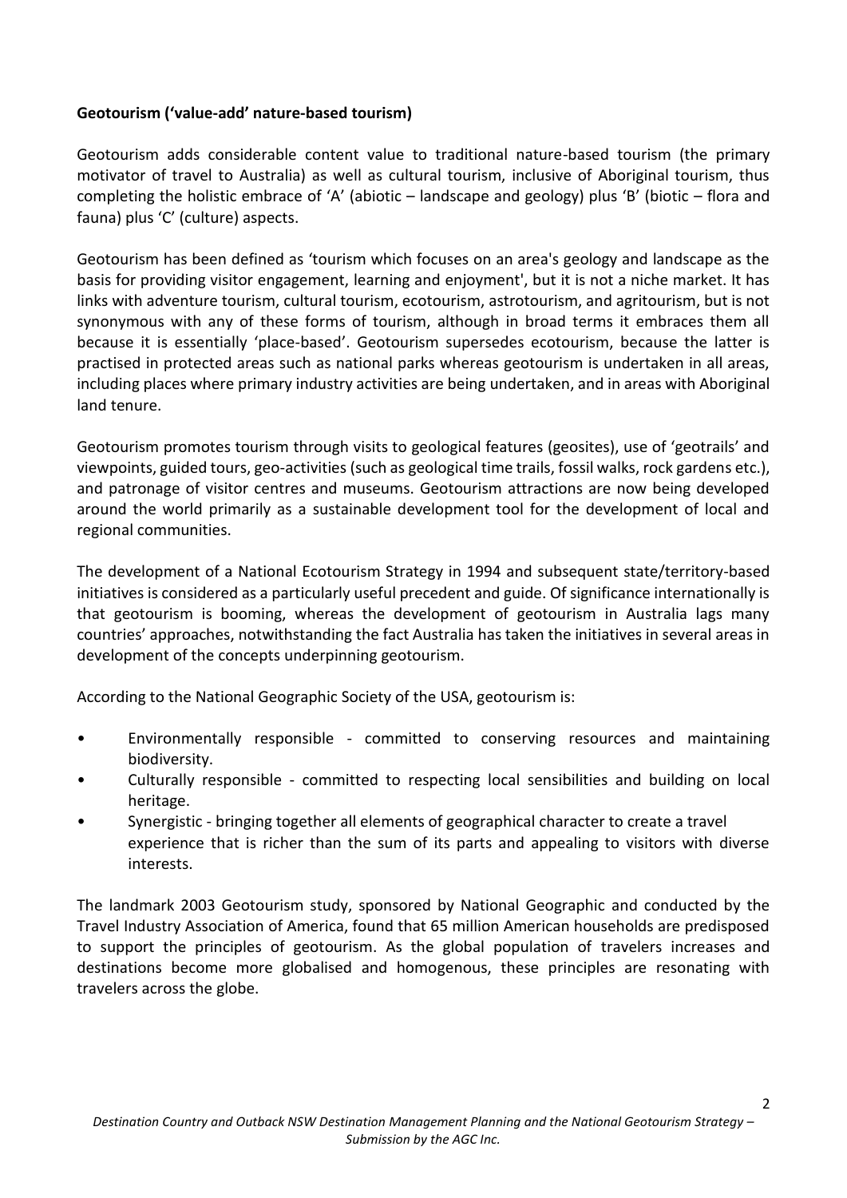**Geotourism ('value-add' nature-based tourism)**

Geotourism adds considerable content value to traditional nature-based tourism (the primary motivator of travel to Australia) as well as cultural tourism, inclusive of Aboriginal tourism, thus completing the holistic embrace of 'A' (abiotic – landscape and geology) plus 'B' (biotic – flora and fauna) plus 'C' (culture) aspects.

Geotourism has been defined as 'tourism which focuses on an area's geology and landscape as the basis for providing visitor engagement, learning and enjoyment', but it is not a niche market. It has links with adventure tourism, cultural tourism, ecotourism, astrotourism, and agritourism, but is not synonymous with any of these forms of tourism, although in broad terms it embraces them all because it is essentially 'place-based'. Geotourism supersedes ecotourism, because the latter is practised in protected areas such as national parks whereas geotourism is undertaken in all areas, including places where primary industry activities are being undertaken, and in areas with Aboriginal land tenure.

Geotourism promotes tourism through visits to geological features (geosites), use of 'geotrails' and viewpoints, guided tours, geo-activities (such as geological time trails, fossil walks, rock gardens etc.), and patronage of visitor centres and museums. Geotourism attractions are now being developed around the world primarily as a sustainable development tool for the development of local and regional communities.

The development of a National Ecotourism Strategy in 1994 and subsequent state/territory-based initiatives is considered as a particularly useful precedent and guide. Of significance internationally is that geotourism is booming, whereas the development of geotourism in Australia lags many countries' approaches, notwithstanding the fact Australia has taken the initiatives in several areas in development of the concepts underpinning geotourism.

According to the National Geographic Society of the USA, geotourism is:

- Environmentally responsible - committed to conserving resources and maintaining biodiversity.
- Culturally responsible - committed to respecting local sensibilities and building on local heritage.
- Synergistic - bringing together all elements of geographical character to create a travel experience that is richer than the sum of its parts and appealing to visitors with diverse interests.

The landmark 2003 Geotourism study, sponsored by National Geographic and conducted by the Travel Industry Association of America, found that 65 million American households are predisposed to support the principles of geotourism. As the global population of travelers increases and destinations become more globalised and homogenous, these principles are resonating with travelers across the globe.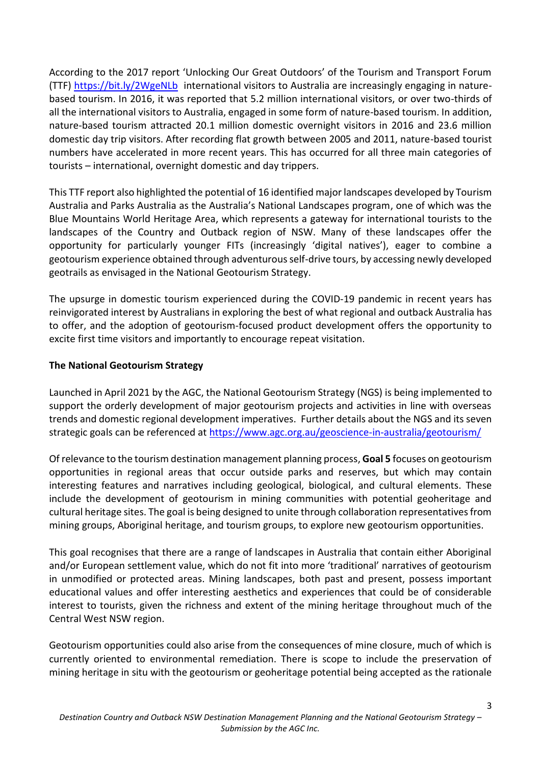According to the 2017 report 'Unlocking Our Great Outdoors' of the Tourism and Transport Forum (TTF) https://bit.ly/2WgeNLb international visitors to Australia are increasingly engaging in nature-based tourism. In 2016, it was reported that 5.2 million international visitors, or over two-thirds of all the international visitors to Australia, engaged in some form of nature-based tourism. In addition, nature-based tourism attracted 20.1 million domestic overnight visitors in 2016 and 23.6 million domestic day trip visitors. After recording flat growth between 2005 and 2011, nature-based tourist numbers have accelerated in more recent years. This has occurred for all three main categories of tourists – international, overnight domestic and day trippers.

This TTF report also highlighted the potential of 16 identified major landscapes developed by Tourism Australia and Parks Australia as the Australia's National Landscapes program, one of which was the Blue Mountains World Heritage Area, which represents a gateway for international tourists to the landscapes of the Country and Outback region of NSW. Many of these landscapes offer the opportunity for particularly younger FITs (increasingly 'digital natives'), eager to combine a geotourism experience obtained through adventurous self-drive tours, by accessing newly developed geotrails as envisaged in the National Geotourism Strategy.

The upsurge in domestic tourism experienced during the COVID-19 pandemic in recent years has reinvigorated interest by Australians in exploring the best of what regional and outback Australia has to offer, and the adoption of geotourism-focused product development offers the opportunity to excite first time visitors and importantly to encourage repeat visitation.

**The National Geotourism Strategy**

Launched in April 2021 by the AGC, the National Geotourism Strategy (NGS) is being implemented to support the orderly development of major geotourism projects and activities in line with overseas trends and domestic regional development imperatives. Further details about the NGS and its seven strategic goals can be referenced at https://www.agc.org.au/geoscience-in-australia/geotourism/

Of relevance to the tourism destination management planning process, **Goal 5** focuses on geotourism opportunities in regional areas that occur outside parks and reserves, but which may contain interesting features and narratives including geological, biological, and cultural elements. These include the development of geotourism in mining communities with potential geoheritage and cultural heritage sites. The goal is being designed to unite through collaboration representatives from mining groups, Aboriginal heritage, and tourism groups, to explore new geotourism opportunities.

This goal recognises that there are a range of landscapes in Australia that contain either Aboriginal and/or European settlement value, which do not fit into more 'traditional' narratives of geotourism in unmodified or protected areas. Mining landscapes, both past and present, possess important educational values and offer interesting aesthetics and experiences that could be of considerable interest to tourists, given the richness and extent of the mining heritage throughout much of the Central West NSW region.

Geotourism opportunities could also arise from the consequences of mine closure, much of which is currently oriented to environmental remediation. There is scope to include the preservation of mining heritage in situ with the geotourism or geoheritage potential being accepted as the rationale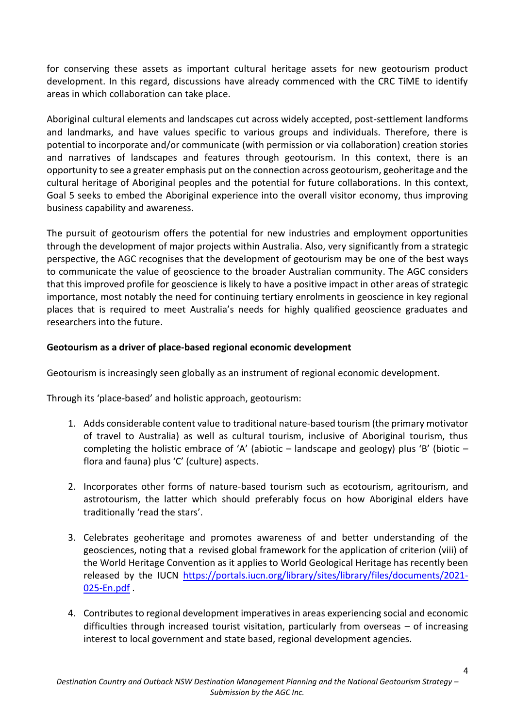for conserving these assets as important cultural heritage assets for new geotourism product development. In this regard, discussions have already commenced with the CRC TiME to identify areas in which collaboration can take place.

Aboriginal cultural elements and landscapes cut across widely accepted, post-settlement landforms and landmarks, and have values specific to various groups and individuals. Therefore, there is potential to incorporate and/or communicate (with permission or via collaboration) creation stories and narratives of landscapes and features through geotourism. In this context, there is an opportunity to see a greater emphasis put on the connection across geotourism, geoheritage and the cultural heritage of Aboriginal peoples and the potential for future collaborations. In this context, Goal 5 seeks to embed the Aboriginal experience into the overall visitor economy, thus improving business capability and awareness.

The pursuit of geotourism offers the potential for new industries and employment opportunities through the development of major projects within Australia. Also, very significantly from a strategic perspective, the AGC recognises that the development of geotourism may be one of the best ways to communicate the value of geoscience to the broader Australian community. The AGC considers that this improved profile for geoscience is likely to have a positive impact in other areas of strategic importance, most notably the need for continuing tertiary enrolments in geoscience in key regional places that is required to meet Australia's needs for highly qualified geoscience graduates and researchers into the future.

**Geotourism as a driver of place-based regional economic development**

Geotourism is increasingly seen globally as an instrument of regional economic development.

Through its 'place-based' and holistic approach, geotourism:

1. Adds considerable content value to traditional nature-based tourism (the primary motivator of travel to Australia) as well as cultural tourism, inclusive of Aboriginal tourism, thus completing the holistic embrace of 'A' (abiotic – landscape and geology) plus 'B' (biotic – flora and fauna) plus 'C' (culture) aspects.

2. Incorporates other forms of nature-based tourism such as ecotourism, agritourism, and astrotourism, the latter which should preferably focus on how Aboriginal elders have traditionally 'read the stars'.

3. Celebrates geoheritage and promotes awareness of and better understanding of the geosciences, noting that a revised global framework for the application of criterion (viii) of the World Heritage Convention as it applies to World Geological Heritage has recently been released by the IUCN https://portals.iucn.org/library/sites/library/files/documents/2021-025-En.pdf .

4. Contributes to regional development imperatives in areas experiencing social and economic difficulties through increased tourist visitation, particularly from overseas – of increasing interest to local government and state based, regional development agencies.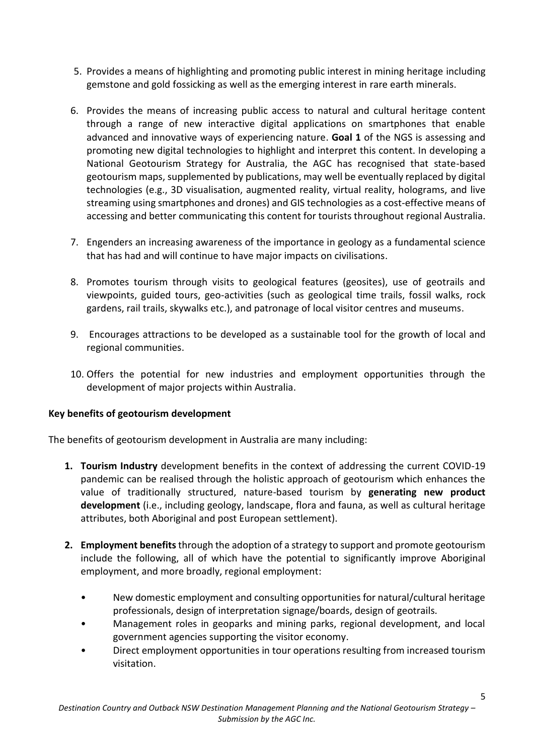5. Provides a means of highlighting and promoting public interest in mining heritage including gemstone and gold fossicking as well as the emerging interest in rare earth minerals.

6. Provides the means of increasing public access to natural and cultural heritage content through a range of new interactive digital applications on smartphones that enable advanced and innovative ways of experiencing nature. **Goal 1** of the NGS is assessing and promoting new digital technologies to highlight and interpret this content. In developing a National Geotourism Strategy for Australia, the AGC has recognised that state-based geotourism maps, supplemented by publications, may well be eventually replaced by digital technologies (e.g., 3D visualisation, augmented reality, virtual reality, holograms, and live streaming using smartphones and drones) and GIS technologies as a cost-effective means of accessing and better communicating this content for tourists throughout regional Australia.

7. Engenders an increasing awareness of the importance in geology as a fundamental science that has had and will continue to have major impacts on civilisations.

8. Promotes tourism through visits to geological features (geosites), use of geotrails and viewpoints, guided tours, geo-activities (such as geological time trails, fossil walks, rock gardens, rail trails, skywalks etc.), and patronage of local visitor centres and museums.

9. Encourages attractions to be developed as a sustainable tool for the growth of local and regional communities.

10. Offers the potential for new industries and employment opportunities through the development of major projects within Australia.

**Key benefits of geotourism development**

The benefits of geotourism development in Australia are many including:

1. **Tourism Industry** development benefits in the context of addressing the current COVID-19 pandemic can be realised through the holistic approach of geotourism which enhances the value of traditionally structured, nature-based tourism by **generating new product development** (i.e., including geology, landscape, flora and fauna, as well as cultural heritage attributes, both Aboriginal and post European settlement).

2. **Employment benefits** through the adoption of a strategy to support and promote geotourism include the following, all of which have the potential to significantly improve Aboriginal employment, and more broadly, regional employment:

   - New domestic employment and consulting opportunities for natural/cultural heritage professionals, design of interpretation signage/boards, design of geotrails.
   - Management roles in geoparks and mining parks, regional development, and local government agencies supporting the visitor economy.
   - Direct employment opportunities in tour operations resulting from increased tourism visitation.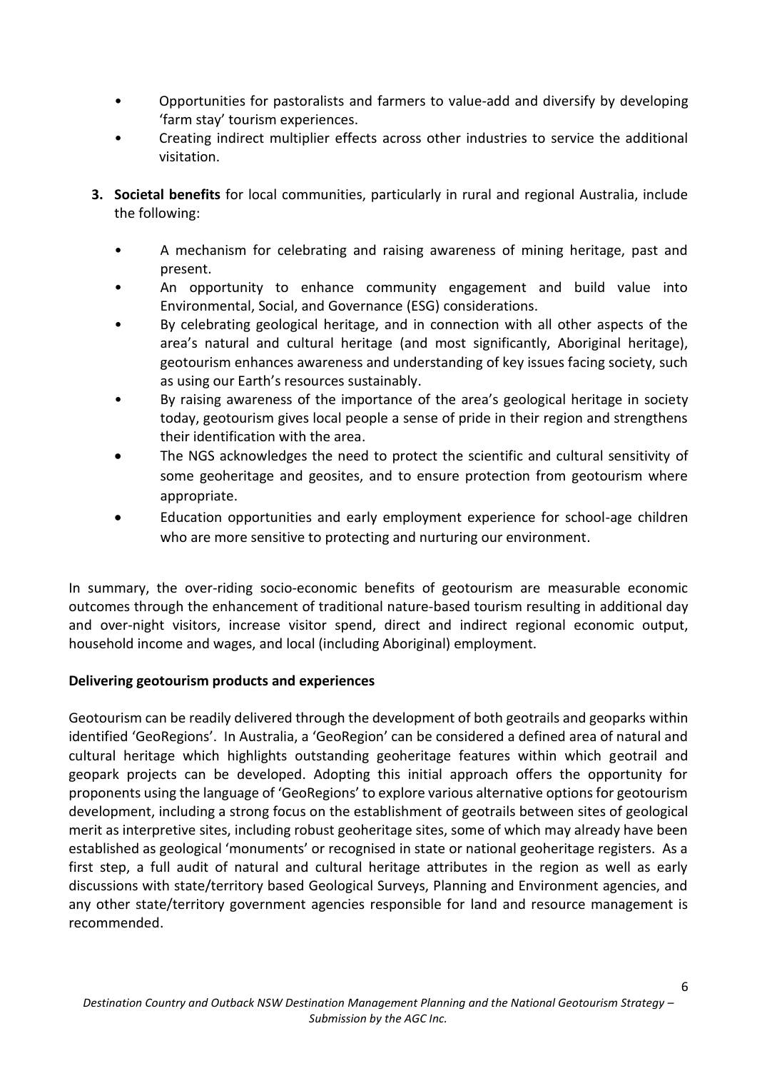- Opportunities for pastoralists and farmers to value-add and diversify by developing 'farm stay' tourism experiences.
- Creating indirect multiplier effects across other industries to service the additional visitation.

3. **Societal benefits** for local communities, particularly in rural and regional Australia, include the following:

   - A mechanism for celebrating and raising awareness of mining heritage, past and present.
   - An opportunity to enhance community engagement and build value into Environmental, Social, and Governance (ESG) considerations.
   - By celebrating geological heritage, and in connection with all other aspects of the area's natural and cultural heritage (and most significantly, Aboriginal heritage), geotourism enhances awareness and understanding of key issues facing society, such as using our Earth's resources sustainably.
   - By raising awareness of the importance of the area's geological heritage in society today, geotourism gives local people a sense of pride in their region and strengthens their identification with the area.
   - The NGS acknowledges the need to protect the scientific and cultural sensitivity of some geoheritage and geosites, and to ensure protection from geotourism where appropriate.
   - Education opportunities and early employment experience for school-age children who are more sensitive to protecting and nurturing our environment.

In summary, the over-riding socio-economic benefits of geotourism are measurable economic outcomes through the enhancement of traditional nature-based tourism resulting in additional day and over-night visitors, increase visitor spend, direct and indirect regional economic output, household income and wages, and local (including Aboriginal) employment.

**Delivering geotourism products and experiences**

Geotourism can be readily delivered through the development of both geotrails and geoparks within identified 'GeoRegions'. In Australia, a 'GeoRegion' can be considered a defined area of natural and cultural heritage which highlights outstanding geoheritage features within which geotrail and geopark projects can be developed. Adopting this initial approach offers the opportunity for proponents using the language of 'GeoRegions' to explore various alternative options for geotourism development, including a strong focus on the establishment of geotrails between sites of geological merit as interpretive sites, including robust geoheritage sites, some of which may already have been established as geological 'monuments' or recognised in state or national geoheritage registers. As a first step, a full audit of natural and cultural heritage attributes in the region as well as early discussions with state/territory based Geological Surveys, Planning and Environment agencies, and any other state/territory government agencies responsible for land and resource management is recommended.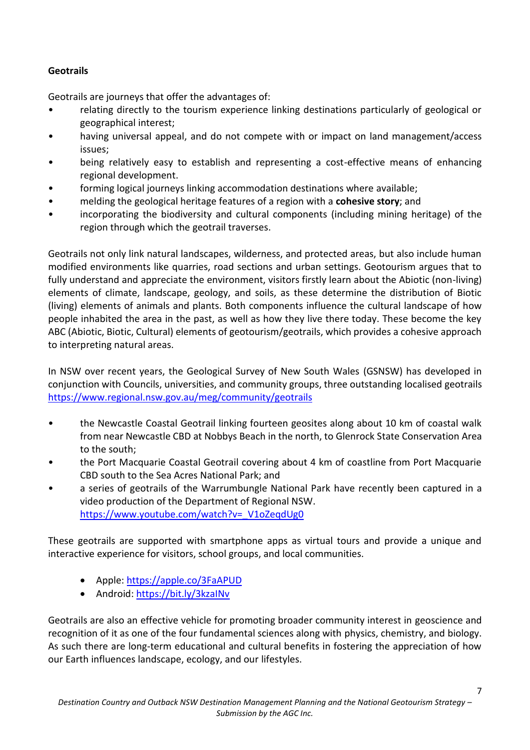**Geotrails**

Geotrails are journeys that offer the advantages of:

- relating directly to the tourism experience linking destinations particularly of geological or geographical interest;
- having universal appeal, and do not compete with or impact on land management/access issues;
- being relatively easy to establish and representing a cost-effective means of enhancing regional development.
- forming logical journeys linking accommodation destinations where available;
- melding the geological heritage features of a region with a **cohesive story**; and
- incorporating the biodiversity and cultural components (including mining heritage) of the region through which the geotrail traverses.

Geotrails not only link natural landscapes, wilderness, and protected areas, but also include human modified environments like quarries, road sections and urban settings. Geotourism argues that to fully understand and appreciate the environment, visitors firstly learn about the Abiotic (non-living) elements of climate, landscape, geology, and soils, as these determine the distribution of Biotic (living) elements of animals and plants. Both components influence the cultural landscape of how people inhabited the area in the past, as well as how they live there today. These become the key ABC (Abiotic, Biotic, Cultural) elements of geotourism/geotrails, which provides a cohesive approach to interpreting natural areas.

In NSW over recent years, the Geological Survey of New South Wales (GSNSW) has developed in conjunction with Councils, universities, and community groups, three outstanding localised geotrails https://www.regional.nsw.gov.au/meg/community/geotrails

- the Newcastle Coastal Geotrail linking fourteen geosites along about 10 km of coastal walk from near Newcastle CBD at Nobbys Beach in the north, to Glenrock State Conservation Area to the south;
- the Port Macquarie Coastal Geotrail covering about 4 km of coastline from Port Macquarie CBD south to the Sea Acres National Park; and
- a series of geotrails of the Warrumbungle National Park have recently been captured in a video production of the Department of Regional NSW. https://www.youtube.com/watch?v=_V1oZeqdUg0

These geotrails are supported with smartphone apps as virtual tours and provide a unique and interactive experience for visitors, school groups, and local communities.

- Apple: https://apple.co/3FaAPUD
- Android: https://bit.ly/3kzaINv

Geotrails are also an effective vehicle for promoting broader community interest in geoscience and recognition of it as one of the four fundamental sciences along with physics, chemistry, and biology. As such there are long-term educational and cultural benefits in fostering the appreciation of how our Earth influences landscape, ecology, and our lifestyles.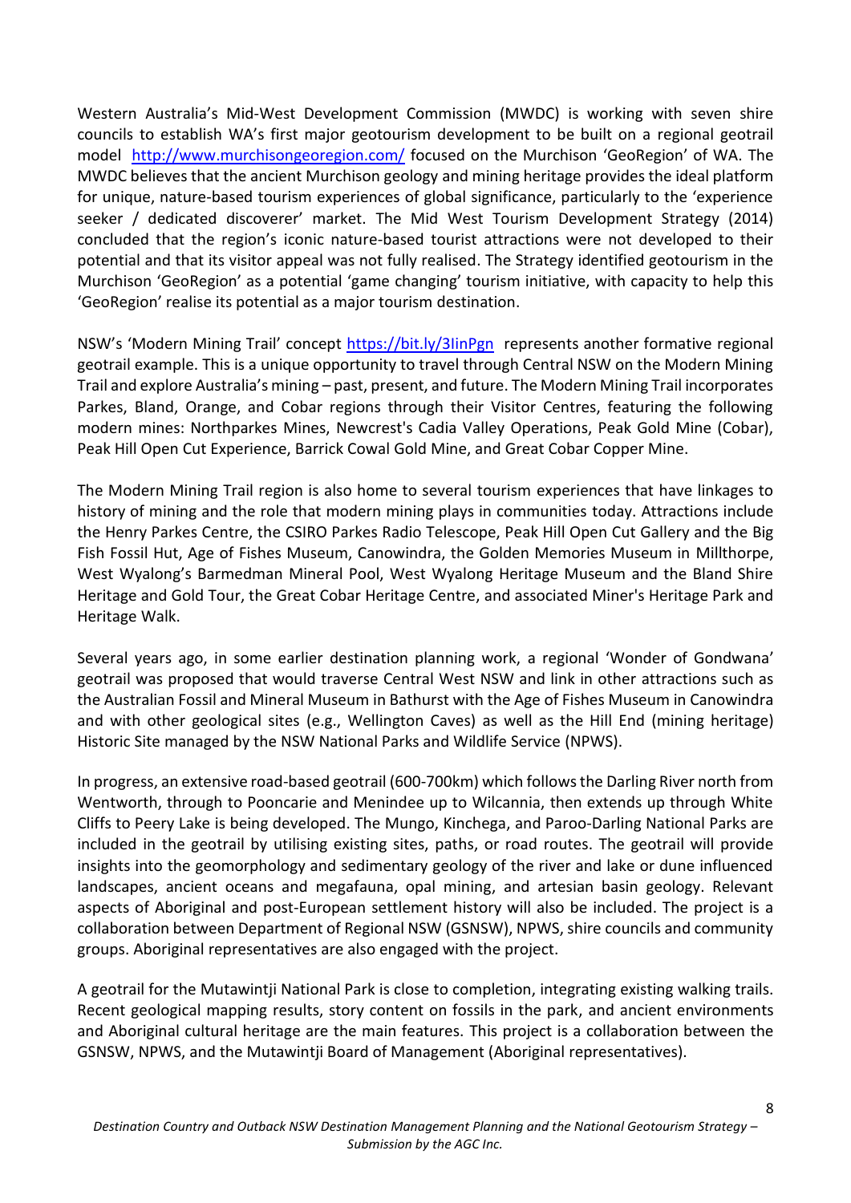Western Australia's Mid-West Development Commission (MWDC) is working with seven shire councils to establish WA's first major geotourism development to be built on a regional geotrail model http://www.murchisongeoregion.com/ focused on the Murchison 'GeoRegion' of WA. The MWDC believes that the ancient Murchison geology and mining heritage provides the ideal platform for unique, nature-based tourism experiences of global significance, particularly to the 'experience seeker / dedicated discoverer' market. The Mid West Tourism Development Strategy (2014) concluded that the region's iconic nature-based tourist attractions were not developed to their potential and that its visitor appeal was not fully realised. The Strategy identified geotourism in the Murchison 'GeoRegion' as a potential 'game changing' tourism initiative, with capacity to help this 'GeoRegion' realise its potential as a major tourism destination.

NSW's 'Modern Mining Trail' concept https://bit.ly/3IinPgn represents another formative regional geotrail example. This is a unique opportunity to travel through Central NSW on the Modern Mining Trail and explore Australia's mining – past, present, and future. The Modern Mining Trail incorporates Parkes, Bland, Orange, and Cobar regions through their Visitor Centres, featuring the following modern mines: Northparkes Mines, Newcrest's Cadia Valley Operations, Peak Gold Mine (Cobar), Peak Hill Open Cut Experience, Barrick Cowal Gold Mine, and Great Cobar Copper Mine.

The Modern Mining Trail region is also home to several tourism experiences that have linkages to history of mining and the role that modern mining plays in communities today. Attractions include the Henry Parkes Centre, the CSIRO Parkes Radio Telescope, Peak Hill Open Cut Gallery and the Big Fish Fossil Hut, Age of Fishes Museum, Canowindra, the Golden Memories Museum in Millthorpe, West Wyalong's Barmedman Mineral Pool, West Wyalong Heritage Museum and the Bland Shire Heritage and Gold Tour, the Great Cobar Heritage Centre, and associated Miner's Heritage Park and Heritage Walk.

Several years ago, in some earlier destination planning work, a regional 'Wonder of Gondwana' geotrail was proposed that would traverse Central West NSW and link in other attractions such as the Australian Fossil and Mineral Museum in Bathurst with the Age of Fishes Museum in Canowindra and with other geological sites (e.g., Wellington Caves) as well as the Hill End (mining heritage) Historic Site managed by the NSW National Parks and Wildlife Service (NPWS).

In progress, an extensive road-based geotrail (600-700km) which follows the Darling River north from Wentworth, through to Pooncarie and Menindee up to Wilcannia, then extends up through White Cliffs to Peery Lake is being developed. The Mungo, Kinchega, and Paroo-Darling National Parks are included in the geotrail by utilising existing sites, paths, or road routes. The geotrail will provide insights into the geomorphology and sedimentary geology of the river and lake or dune influenced landscapes, ancient oceans and megafauna, opal mining, and artesian basin geology. Relevant aspects of Aboriginal and post-European settlement history will also be included. The project is a collaboration between Department of Regional NSW (GSNSW), NPWS, shire councils and community groups. Aboriginal representatives are also engaged with the project.

A geotrail for the Mutawintji National Park is close to completion, integrating existing walking trails. Recent geological mapping results, story content on fossils in the park, and ancient environments and Aboriginal cultural heritage are the main features. This project is a collaboration between the GSNSW, NPWS, and the Mutawintji Board of Management (Aboriginal representatives).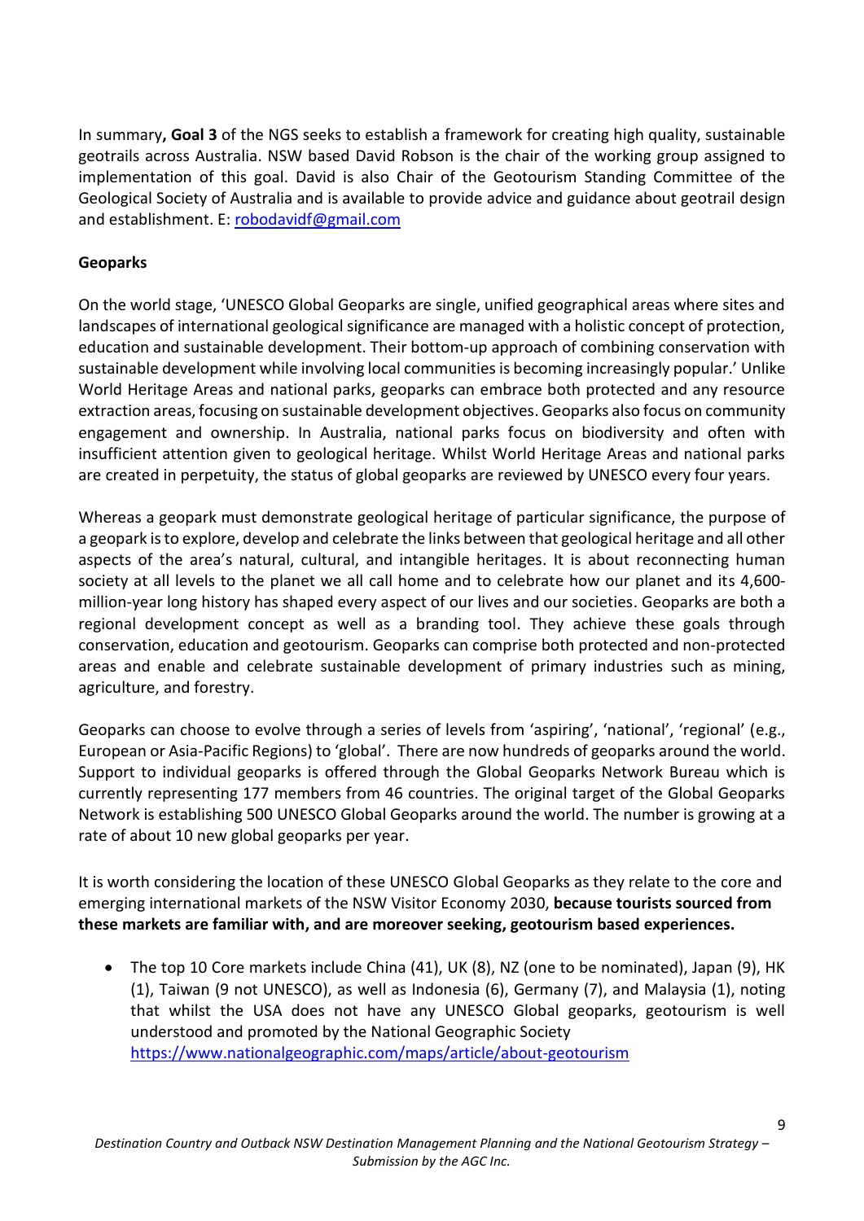In summary**, Goal 3** of the NGS seeks to establish a framework for creating high quality, sustainable geotrails across Australia. NSW based David Robson is the chair of the working group assigned to implementation of this goal. David is also Chair of the Geotourism Standing Committee of the Geological Society of Australia and is available to provide advice and guidance about geotrail design and establishment. E: robodavidf@gmail.com

**Geoparks**

On the world stage, 'UNESCO Global Geoparks are single, unified geographical areas where sites and landscapes of international geological significance are managed with a holistic concept of protection, education and sustainable development. Their bottom-up approach of combining conservation with sustainable development while involving local communities is becoming increasingly popular.' Unlike World Heritage Areas and national parks, geoparks can embrace both protected and any resource extraction areas, focusing on sustainable development objectives. Geoparks also focus on community engagement and ownership. In Australia, national parks focus on biodiversity and often with insufficient attention given to geological heritage. Whilst World Heritage Areas and national parks are created in perpetuity, the status of global geoparks are reviewed by UNESCO every four years.

Whereas a geopark must demonstrate geological heritage of particular significance, the purpose of a geopark is to explore, develop and celebrate the links between that geological heritage and all other aspects of the area's natural, cultural, and intangible heritages. It is about reconnecting human society at all levels to the planet we all call home and to celebrate how our planet and its 4,600-million-year long history has shaped every aspect of our lives and our societies. Geoparks are both a regional development concept as well as a branding tool. They achieve these goals through conservation, education and geotourism. Geoparks can comprise both protected and non-protected areas and enable and celebrate sustainable development of primary industries such as mining, agriculture, and forestry.

Geoparks can choose to evolve through a series of levels from 'aspiring', 'national', 'regional' (e.g., European or Asia-Pacific Regions) to 'global'. There are now hundreds of geoparks around the world. Support to individual geoparks is offered through the Global Geoparks Network Bureau which is currently representing 177 members from 46 countries. The original target of the Global Geoparks Network is establishing 500 UNESCO Global Geoparks around the world. The number is growing at a rate of about 10 new global geoparks per year.

It is worth considering the location of these UNESCO Global Geoparks as they relate to the core and emerging international markets of the NSW Visitor Economy 2030, **because tourists sourced from these markets are familiar with, and are moreover seeking, geotourism based experiences.**

- The top 10 Core markets include China (41), UK (8), NZ (one to be nominated), Japan (9), HK (1), Taiwan (9 not UNESCO), as well as Indonesia (6), Germany (7), and Malaysia (1), noting that whilst the USA does not have any UNESCO Global geoparks, geotourism is well understood and promoted by the National Geographic Society https://www.nationalgeographic.com/maps/article/about-geotourism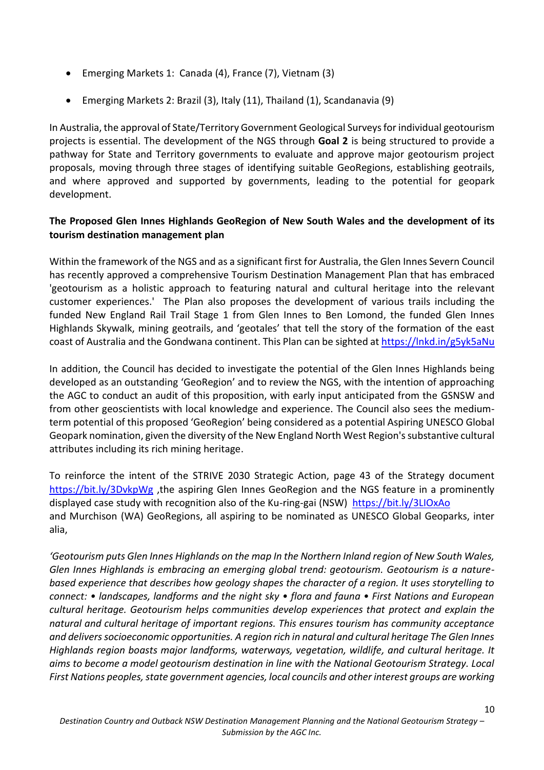- Emerging Markets 1: Canada (4), France (7), Vietnam (3)
- Emerging Markets 2: Brazil (3), Italy (11), Thailand (1), Scandanavia (9)

In Australia, the approval of State/Territory Government Geological Surveys for individual geotourism projects is essential. The development of the NGS through **Goal 2** is being structured to provide a pathway for State and Territory governments to evaluate and approve major geotourism project proposals, moving through three stages of identifying suitable GeoRegions, establishing geotrails, and where approved and supported by governments, leading to the potential for geopark development.

**The Proposed Glen Innes Highlands GeoRegion of New South Wales and the development of its tourism destination management plan**

Within the framework of the NGS and as a significant first for Australia, the Glen Innes Severn Council has recently approved a comprehensive Tourism Destination Management Plan that has embraced 'geotourism as a holistic approach to featuring natural and cultural heritage into the relevant customer experiences.' The Plan also proposes the development of various trails including the funded New England Rail Trail Stage 1 from Glen Innes to Ben Lomond, the funded Glen Innes Highlands Skywalk, mining geotrails, and 'geotales' that tell the story of the formation of the east coast of Australia and the Gondwana continent. This Plan can be sighted at https://lnkd.in/g5yk5aNu

In addition, the Council has decided to investigate the potential of the Glen Innes Highlands being developed as an outstanding 'GeoRegion' and to review the NGS, with the intention of approaching the AGC to conduct an audit of this proposition, with early input anticipated from the GSNSW and from other geoscientists with local knowledge and experience. The Council also sees the medium-term potential of this proposed 'GeoRegion' being considered as a potential Aspiring UNESCO Global Geopark nomination, given the diversity of the New England North West Region's substantive cultural attributes including its rich mining heritage.

To reinforce the intent of the STRIVE 2030 Strategic Action, page 43 of the Strategy document https://bit.ly/3DvkpWg ,the aspiring Glen Innes GeoRegion and the NGS feature in a prominently displayed case study with recognition also of the Ku-ring-gai (NSW) https://bit.ly/3LIOxAo and Murchison (WA) GeoRegions, all aspiring to be nominated as UNESCO Global Geoparks, inter alia,

*'Geotourism puts Glen Innes Highlands on the map In the Northern Inland region of New South Wales, Glen Innes Highlands is embracing an emerging global trend: geotourism. Geotourism is a nature-based experience that describes how geology shapes the character of a region. It uses storytelling to connect: • landscapes, landforms and the night sky • flora and fauna • First Nations and European cultural heritage. Geotourism helps communities develop experiences that protect and explain the natural and cultural heritage of important regions. This ensures tourism has community acceptance and delivers socioeconomic opportunities. A region rich in natural and cultural heritage The Glen Innes Highlands region boasts major landforms, waterways, vegetation, wildlife, and cultural heritage. It aims to become a model geotourism destination in line with the National Geotourism Strategy. Local First Nations peoples, state government agencies, local councils and other interest groups are working*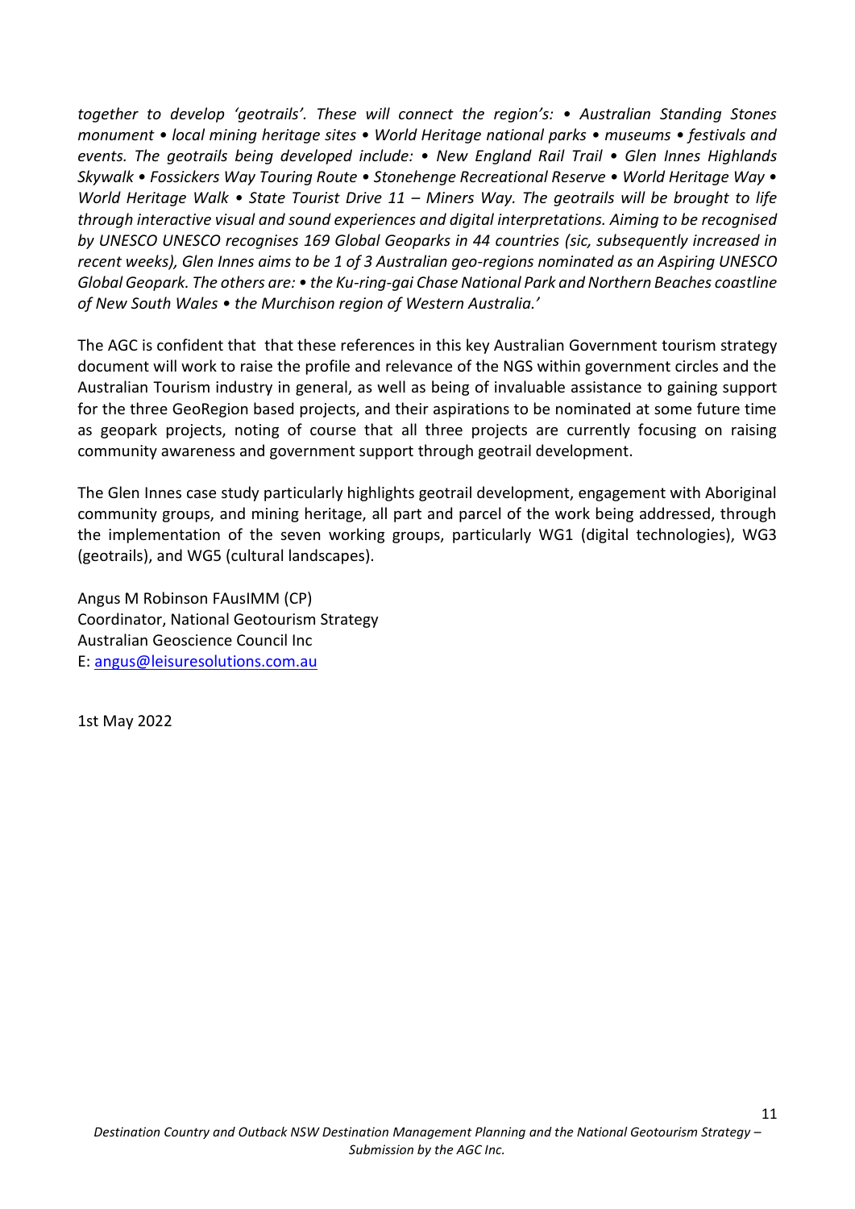*together to develop 'geotrails'. These will connect the region's: • Australian Standing Stones monument • local mining heritage sites • World Heritage national parks • museums • festivals and events. The geotrails being developed include: • New England Rail Trail • Glen Innes Highlands Skywalk • Fossickers Way Touring Route • Stonehenge Recreational Reserve • World Heritage Way • World Heritage Walk • State Tourist Drive 11 – Miners Way. The geotrails will be brought to life through interactive visual and sound experiences and digital interpretations. Aiming to be recognised by UNESCO UNESCO recognises 169 Global Geoparks in 44 countries (sic, subsequently increased in recent weeks), Glen Innes aims to be 1 of 3 Australian geo-regions nominated as an Aspiring UNESCO Global Geopark. The others are: • the Ku-ring-gai Chase National Park and Northern Beaches coastline of New South Wales • the Murchison region of Western Australia.'*

The AGC is confident that that these references in this key Australian Government tourism strategy document will work to raise the profile and relevance of the NGS within government circles and the Australian Tourism industry in general, as well as being of invaluable assistance to gaining support for the three GeoRegion based projects, and their aspirations to be nominated at some future time as geopark projects, noting of course that all three projects are currently focusing on raising community awareness and government support through geotrail development.

The Glen Innes case study particularly highlights geotrail development, engagement with Aboriginal community groups, and mining heritage, all part and parcel of the work being addressed, through the implementation of the seven working groups, particularly WG1 (digital technologies), WG3 (geotrails), and WG5 (cultural landscapes).

Angus M Robinson FAusIMM (CP)
Coordinator, National Geotourism Strategy
Australian Geoscience Council Inc
E: angus@leisuresolutions.com.au

1st May 2022